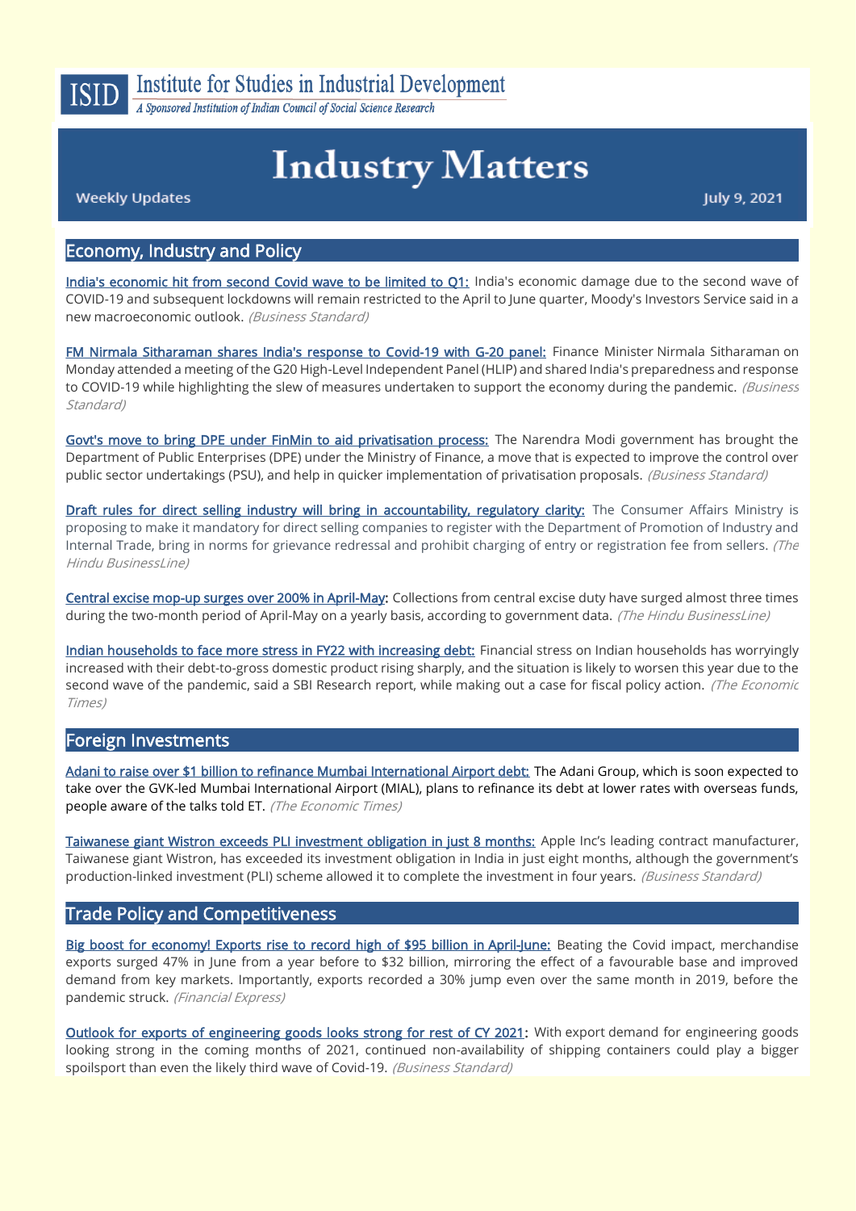ISID Institute for Studies in Industrial Development

*A Sponsored Institution of Indian Council of Social Science Research*

# Industry Matters

Weekly Updates

July 9, 2021

## Economy, Industry and Policy

**India's economic hit from second Covid wave to be limited to Q1:** India's economic damage due to the second wave of COVID-19 and subsequent lockdowns will remain restricted to the April to June quarter, Moody's Investors Service said in a new macroeconomic outlook. *(Business Standard)*

**FM Nirmala Sitharaman shares India's response to Covid-19 with G-20 panel:** Finance Minister Nirmala Sitharaman on Monday attended a meeting of the G20 High-Level Independent Panel (HLIP) and shared India's preparedness and response to COVID-19 while highlighting the slew of measures undertaken to support the economy during the pandemic. *(Business Standard)*

**Govt's move to bring DPE under FinMin to aid privatisation process:** The Narendra Modi government has brought the Department of Public Enterprises (DPE) under the Ministry of Finance, a move that is expected to improve the control over public sector undertakings (PSU), and help in quicker implementation of privatisation proposals. *(Business Standard)*

**Draft rules for direct selling industry will bring in accountability, regulatory clarity:** The Consumer Affairs Ministry is proposing to make it mandatory for direct selling companies to register with the Department of Promotion of Industry and Internal Trade, bring in norms for grievance redressal and prohibit charging of entry or registration fee from sellers. *(The Hindu BusinessLine)*

**Central excise mop-up surges over 200% in April-May:** Collections from central excise duty have surged almost three times during the two-month period of April-May on a yearly basis, according to government data. *(The Hindu BusinessLine)*

**Indian households to face more stress in FY22 with increasing debt:** Financial stress on Indian households has worryingly increased with their debt-to-gross domestic product rising sharply, and the situation is likely to worsen this year due to the second wave of the pandemic, said a SBI Research report, while making out a case for fiscal policy action. *(The Economic Times)*

## Foreign Investments

**Adani to raise over $1 billion to refinance Mumbai International Airport debt:** The Adani Group, which is soon expected to take over the GVK-led Mumbai International Airport (MIAL), plans to refinance its debt at lower rates with overseas funds, people aware of the talks told ET. *(The Economic Times)*

**Taiwanese giant Wistron exceeds PLI investment obligation in just 8 months:** Apple Inc's leading contract manufacturer, Taiwanese giant Wistron, has exceeded its investment obligation in India in just eight months, although the government's production-linked investment (PLI) scheme allowed it to complete the investment in four years. *(Business Standard)*

## Trade Policy and Competitiveness

**Big boost for economy! Exports rise to record high of $95 billion in April-June:** Beating the Covid impact, merchandise exports surged 47% in June from a year before to $32 billion, mirroring the effect of a favourable base and improved demand from key markets. Importantly, exports recorded a 30% jump even over the same month in 2019, before the pandemic struck. *(Financial Express)*

**Outlook for exports of engineering goods looks strong for rest of CY 2021:** With export demand for engineering goods looking strong in the coming months of 2021, continued non-availability of shipping containers could play a bigger spoilsport than even the likely third wave of Covid-19. *(Business Standard)*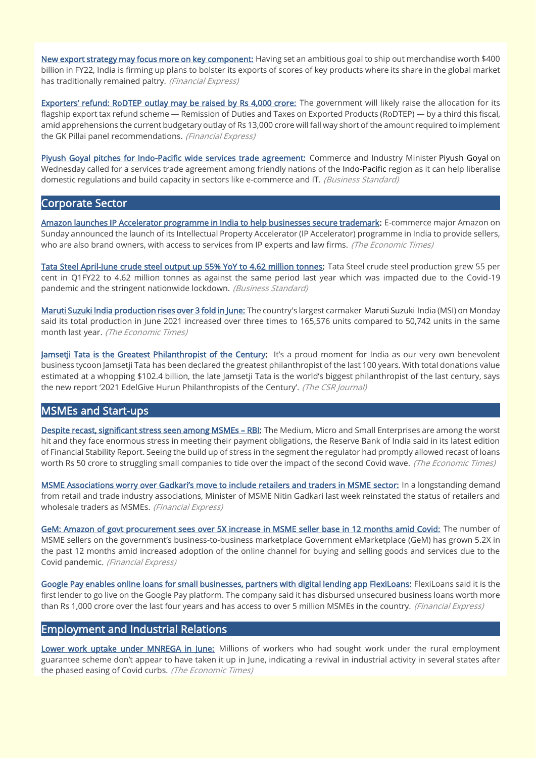**New export strategy may focus more on key component:** Having set an ambitious goal to ship out merchandise worth $400 billion in FY22, India is firming up plans to bolster its exports of scores of key products where its share in the global market has traditionally remained paltry. *(Financial Express)*

**Exporters' refund: RoDTEP outlay may be raised by Rs 4,000 crore:** The government will likely raise the allocation for its flagship export tax refund scheme — Remission of Duties and Taxes on Exported Products (RoDTEP) — by a third this fiscal, amid apprehensions the current budgetary outlay of Rs 13,000 crore will fall way short of the amount required to implement the GK Pillai panel recommendations. *(Financial Express)*

**Piyush Goyal pitches for Indo-Pacific wide services trade agreement:** Commerce and Industry Minister Piyush Goyal on Wednesday called for a services trade agreement among friendly nations of the Indo-Pacific region as it can help liberalise domestic regulations and build capacity in sectors like e-commerce and IT. *(Business Standard)*

## Corporate Sector

**Amazon launches IP Accelerator programme in India to help businesses secure trademark:** E-commerce major Amazon on Sunday announced the launch of its Intellectual Property Accelerator (IP Accelerator) programme in India to provide sellers, who are also brand owners, with access to services from IP experts and law firms. *(The Economic Times)*

**Tata Steel April-June crude steel output up 55% YoY to 4.62 million tonnes:** Tata Steel crude steel production grew 55 per cent in Q1FY22 to 4.62 million tonnes as against the same period last year which was impacted due to the Covid-19 pandemic and the stringent nationwide lockdown. *(Business Standard)*

**Maruti Suzuki India production rises over 3 fold in June:** The country's largest carmaker Maruti Suzuki India (MSI) on Monday said its total production in June 2021 increased over three times to 165,576 units compared to 50,742 units in the same month last year. *(The Economic Times)*

**Jamsetji Tata is the Greatest Philanthropist of the Century:** It's a proud moment for India as our very own benevolent business tycoon Jamsetji Tata has been declared the greatest philanthropist of the last 100 years. With total donations value estimated at a whopping $102.4 billion, the late Jamsetji Tata is the world's biggest philanthropist of the last century, says the new report '2021 EdelGive Hurun Philanthropists of the Century'. *(The CSR Journal)*

## MSMEs and Start-ups

**Despite recast, significant stress seen among MSMEs – RBI:** The Medium, Micro and Small Enterprises are among the worst hit and they face enormous stress in meeting their payment obligations, the Reserve Bank of India said in its latest edition of Financial Stability Report. Seeing the build up of stress in the segment the regulator had promptly allowed recast of loans worth Rs 50 crore to struggling small companies to tide over the impact of the second Covid wave. *(The Economic Times)*

**MSME Associations worry over Gadkari's move to include retailers and traders in MSME sector:** In a longstanding demand from retail and trade industry associations, Minister of MSME Nitin Gadkari last week reinstated the status of retailers and wholesale traders as MSMEs. *(Financial Express)*

**GeM: Amazon of govt procurement sees over 5X increase in MSME seller base in 12 months amid Covid:** The number of MSME sellers on the government's business-to-business marketplace Government eMarketplace (GeM) has grown 5.2X in the past 12 months amid increased adoption of the online channel for buying and selling goods and services due to the Covid pandemic. *(Financial Express)*

**Google Pay enables online loans for small businesses, partners with digital lending app FlexiLoans:** FlexiLoans said it is the first lender to go live on the Google Pay platform. The company said it has disbursed unsecured business loans worth more than Rs 1,000 crore over the last four years and has access to over 5 million MSMEs in the country. *(Financial Express)*

## Employment and Industrial Relations

**Lower work uptake under MNREGA in June:** Millions of workers who had sought work under the rural employment guarantee scheme don't appear to have taken it up in June, indicating a revival in industrial activity in several states after the phased easing of Covid curbs. *(The Economic Times)*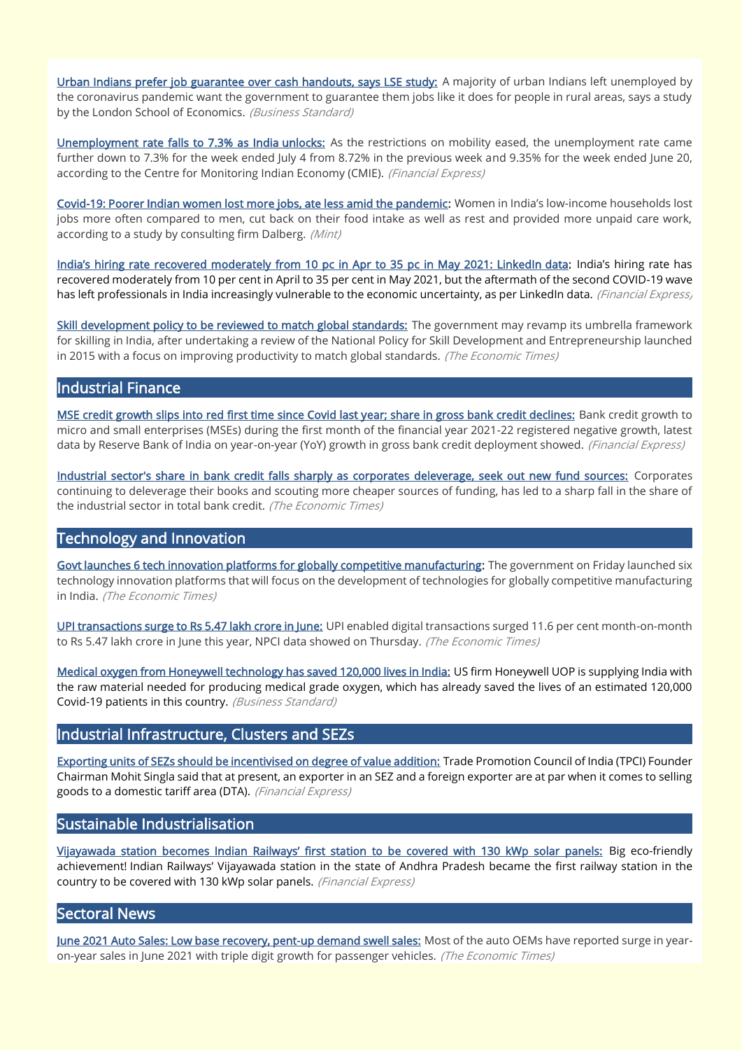<u>Urban Indians prefer job guarantee over cash handouts, says LSE study:</u> A majority of urban Indians left unemployed by the coronavirus pandemic want the government to guarantee them jobs like it does for people in rural areas, says a study by the London School of Economics. *(Business Standard)*

<u>Unemployment rate falls to 7.3% as India unlocks:</u> As the restrictions on mobility eased, the unemployment rate came further down to 7.3% for the week ended July 4 from 8.72% in the previous week and 9.35% for the week ended June 20, according to the Centre for Monitoring Indian Economy (CMIE). *(Financial Express)*

<u>Covid-19: Poorer Indian women lost more jobs, ate less amid the pandemic</u>: Women in India's low-income households lost jobs more often compared to men, cut back on their food intake as well as rest and provided more unpaid care work, according to a study by consulting firm Dalberg. *(Mint)*

<u>India's hiring rate recovered moderately from 10 pc in Apr to 35 pc in May 2021: LinkedIn data</u>: India's hiring rate has recovered moderately from 10 per cent in April to 35 per cent in May 2021, but the aftermath of the second COVID-19 wave has left professionals in India increasingly vulnerable to the economic uncertainty, as per LinkedIn data. *(Financial Express)*

<u>Skill development policy to be reviewed to match global standards:</u> The government may revamp its umbrella framework for skilling in India, after undertaking a review of the National Policy for Skill Development and Entrepreneurship launched in 2015 with a focus on improving productivity to match global standards. *(The Economic Times)*

## Industrial Finance

<u>MSE credit growth slips into red first time since Covid last year; share in gross bank credit declines:</u> Bank credit growth to micro and small enterprises (MSEs) during the first month of the financial year 2021-22 registered negative growth, latest data by Reserve Bank of India on year-on-year (YoY) growth in gross bank credit deployment showed. *(Financial Express)*

<u>Industrial sector's share in bank credit falls sharply as corporates deleverage, seek out new fund sources:</u> Corporates continuing to deleverage their books and scouting more cheaper sources of funding, has led to a sharp fall in the share of the industrial sector in total bank credit. *(The Economic Times)*

## Technology and Innovation

<u>Govt launches 6 tech innovation platforms for globally competitive manufacturing</u>: The government on Friday launched six technology innovation platforms that will focus on the development of technologies for globally competitive manufacturing in India. *(The Economic Times)*

<u>UPI transactions surge to Rs 5.47 lakh crore in June:</u> UPI enabled digital transactions surged 11.6 per cent month-on-month to Rs 5.47 lakh crore in June this year, NPCI data showed on Thursday. *(The Economic Times)*

<u>Medical oxygen from Honeywell technology has saved 120,000 lives in India:</u> US firm Honeywell UOP is supplying India with the raw material needed for producing medical grade oxygen, which has already saved the lives of an estimated 120,000 Covid-19 patients in this country. *(Business Standard)*

## Industrial Infrastructure, Clusters and SEZs

<u>Exporting units of SEZs should be incentivised on degree of value addition:</u> Trade Promotion Council of India (TPCI) Founder Chairman Mohit Singla said that at present, an exporter in an SEZ and a foreign exporter are at par when it comes to selling goods to a domestic tariff area (DTA). *(Financial Express)*

## Sustainable Industrialisation

<u>Vijayawada station becomes Indian Railways' first station to be covered with 130 kWp solar panels:</u> Big eco-friendly achievement! Indian Railways' Vijayawada station in the state of Andhra Pradesh became the first railway station in the country to be covered with 130 kWp solar panels. *(Financial Express)*

## Sectoral News

<u>June 2021 Auto Sales: Low base recovery, pent-up demand swell sales:</u> Most of the auto OEMs have reported surge in year-on-year sales in June 2021 with triple digit growth for passenger vehicles. *(The Economic Times)*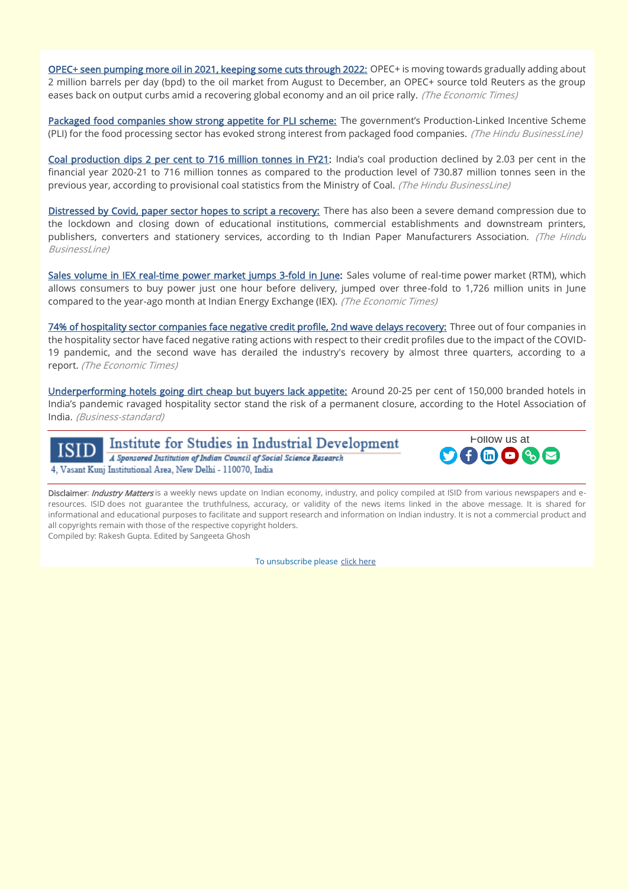**OPEC+ seen pumping more oil in 2021, keeping some cuts through 2022:** OPEC+ is moving towards gradually adding about 2 million barrels per day (bpd) to the oil market from August to December, an OPEC+ source told Reuters as the group eases back on output curbs amid a recovering global economy and an oil price rally. *(The Economic Times)*

**Packaged food companies show strong appetite for PLI scheme:** The government's Production-Linked Incentive Scheme (PLI) for the food processing sector has evoked strong interest from packaged food companies. *(The Hindu BusinessLine)*

**Coal production dips 2 per cent to 716 million tonnes in FY21:** India's coal production declined by 2.03 per cent in the financial year 2020-21 to 716 million tonnes as compared to the production level of 730.87 million tonnes seen in the previous year, according to provisional coal statistics from the Ministry of Coal. *(The Hindu BusinessLine)*

**Distressed by Covid, paper sector hopes to script a recovery:** There has also been a severe demand compression due to the lockdown and closing down of educational institutions, commercial establishments and downstream printers, publishers, converters and stationery services, according to th Indian Paper Manufacturers Association. *(The Hindu BusinessLine)*

**Sales volume in IEX real-time power market jumps 3-fold in June:** Sales volume of real-time power market (RTM), which allows consumers to buy power just one hour before delivery, jumped over three-fold to 1,726 million units in June compared to the year-ago month at Indian Energy Exchange (IEX). *(The Economic Times)*

**74% of hospitality sector companies face negative credit profile, 2nd wave delays recovery:** Three out of four companies in the hospitality sector have faced negative rating actions with respect to their credit profiles due to the impact of the COVID-19 pandemic, and the second wave has derailed the industry's recovery by almost three quarters, according to a report. *(The Economic Times)*

**Underperforming hotels going dirt cheap but buyers lack appetite:** Around 20-25 per cent of 150,000 branded hotels in India's pandemic ravaged hospitality sector stand the risk of a permanent closure, according to the Hotel Association of India. *(Business-standard)*

---

ISID Institute for Studies in Industrial Development
*A Sponsored Institution of Indian Council of Social Science Research*
4, Vasant Kunj Institutional Area, New Delhi - 110070, India

Follow us at

---

Disclaimer: *Industry Matters* is a weekly news update on Indian economy, industry, and policy compiled at ISID from various newspapers and e-resources. ISID does not guarantee the truthfulness, accuracy, or validity of the news items linked in the above message. It is shared for informational and educational purposes to facilitate and support research and information on Indian industry. It is not a commercial product and all copyrights remain with those of the respective copyright holders.
Compiled by: Rakesh Gupta. Edited by Sangeeta Ghosh

To unsubscribe please click here